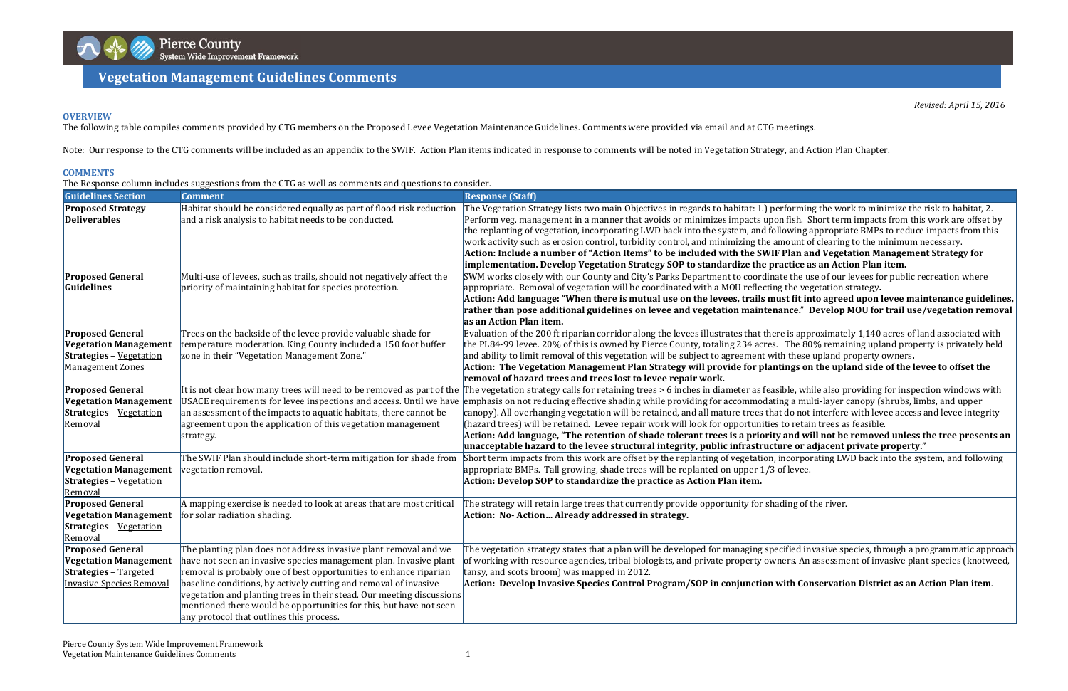## Vegetation Management Guidelines Comments

*Revised: April 15, 2016*

**OVERVIEW**

The following table compiles comments provided by CTG members on the Proposed Levee Vegetation Maintenance Guidelines. Comments were provided via email and at CTG meetings.

Note: Our response to the CTG comments will be included as an appendix to the SWIF. Action Plan items indicated in response to comments will be noted in Vegetation Strategy, and Action Plan Chapter.

**COMMENTS**

The Response column includes suggestions from the CTG as well as comments and questions to consider.

| Guidelines Section | Comment | Response (Staff) |
| --- | --- | --- |
| **Proposed Strategy Deliverables** | Habitat should be considered equally as part of flood risk reduction and a risk analysis to habitat needs to be conducted. | The Vegetation Strategy lists two main Objectives in regards to habitat: 1.) performing the work to minimize the risk to habitat, 2. Perform veg. management in a manner that avoids or minimizes impacts upon fish. Short term impacts from this work are offset by the replanting of vegetation, incorporating LWD back into the system, and following appropriate BMPs to reduce impacts from this work activity such as erosion control, turbidity control, and minimizing the amount of clearing to the minimum necessary. **Action: Include a number of "Action Items" to be included with the SWIF Plan and Vegetation Management Strategy for implementation. Develop Vegetation Strategy SOP to standardize the practice as an Action Plan item.** |
| **Proposed General Guidelines** | Multi-use of levees, such as trails, should not negatively affect the priority of maintaining habitat for species protection. | SWM works closely with our County and City's Parks Department to coordinate the use of our levees for public recreation where appropriate. Removal of vegetation will be coordinated with a MOU reflecting the vegetation strategy. **Action: Add language: "When there is mutual use on the levees, trails must fit into agreed upon levee maintenance guidelines, rather than pose additional guidelines on levee and vegetation maintenance." Develop MOU for trail use/vegetation removal as an Action Plan item.** |
| **Proposed General Vegetation Management Strategies** – <u>Vegetation Management Zones</u> | Trees on the backside of the levee provide valuable shade for temperature moderation. King County included a 150 foot buffer zone in their "Vegetation Management Zone." | Evaluation of the 200 ft riparian corridor along the levees illustrates that there is approximately 1,140 acres of land associated with the PL84-99 levee. 20% of this is owned by Pierce County, totaling 234 acres. The 80% remaining upland property is privately held and ability to limit removal of this vegetation will be subject to agreement with these upland property owners. **Action: The Vegetation Management Plan Strategy will provide for plantings on the upland side of the levee to offset the removal of hazard trees and trees lost to levee repair work.** |
| **Proposed General Vegetation Management Strategies** – <u>Vegetation Removal</u> | It is not clear how many trees will need to be removed as part of the USACE requirements for levee inspections and access. Until we have an assessment of the impacts to aquatic habitats, there cannot be agreement upon the application of this vegetation management strategy. | The vegetation strategy calls for retaining trees > 6 inches in diameter as feasible, while also providing for inspection windows with emphasis on not reducing effective shading while providing for accommodating a multi-layer canopy (shrubs, limbs, and upper canopy). All overhanging vegetation will be retained, and all mature trees that do not interfere with levee access and levee integrity (hazard trees) will be retained. Levee repair work will look for opportunities to retain trees as feasible. **Action: Add language, "The retention of shade tolerant trees is a priority and will not be removed unless the tree presents an unacceptable hazard to the levee structural integrity, public infrastructure or adjacent private property."** |
| **Proposed General Vegetation Management Strategies** – <u>Vegetation Removal</u> | The SWIF Plan should include short-term mitigation for shade from vegetation removal. | Short term impacts from this work are offset by the replanting of vegetation, incorporating LWD back into the system, and following appropriate BMPs. Tall growing, shade trees will be replanted on upper 1/3 of levee. **Action: Develop SOP to standardize the practice as Action Plan item.** |
| **Proposed General Vegetation Management Strategies** – <u>Vegetation Removal</u> | A mapping exercise is needed to look at areas that are most critical for solar radiation shading. | The strategy will retain large trees that currently provide opportunity for shading of the river. **Action: No- Action… Already addressed in strategy.** |
| **Proposed General Vegetation Management Strategies** – <u>Targeted Invasive Species Removal</u> | The planting plan does not address invasive plant removal and we have not seen an invasive species management plan. Invasive plant removal is probably one of best opportunities to enhance riparian baseline conditions, by actively cutting and removal of invasive vegetation and planting trees in their stead. Our meeting discussions mentioned there would be opportunities for this, but have not seen any protocol that outlines this process. | The vegetation strategy states that a plan will be developed for managing specified invasive species, through a programmatic approach of working with resource agencies, tribal biologists, and private property owners. An assessment of invasive plant species (knotweed, tansy, and scots broom) was mapped in 2012. **Action: Develop Invasive Species Control Program/SOP in conjunction with Conservation District as an Action Plan item.** |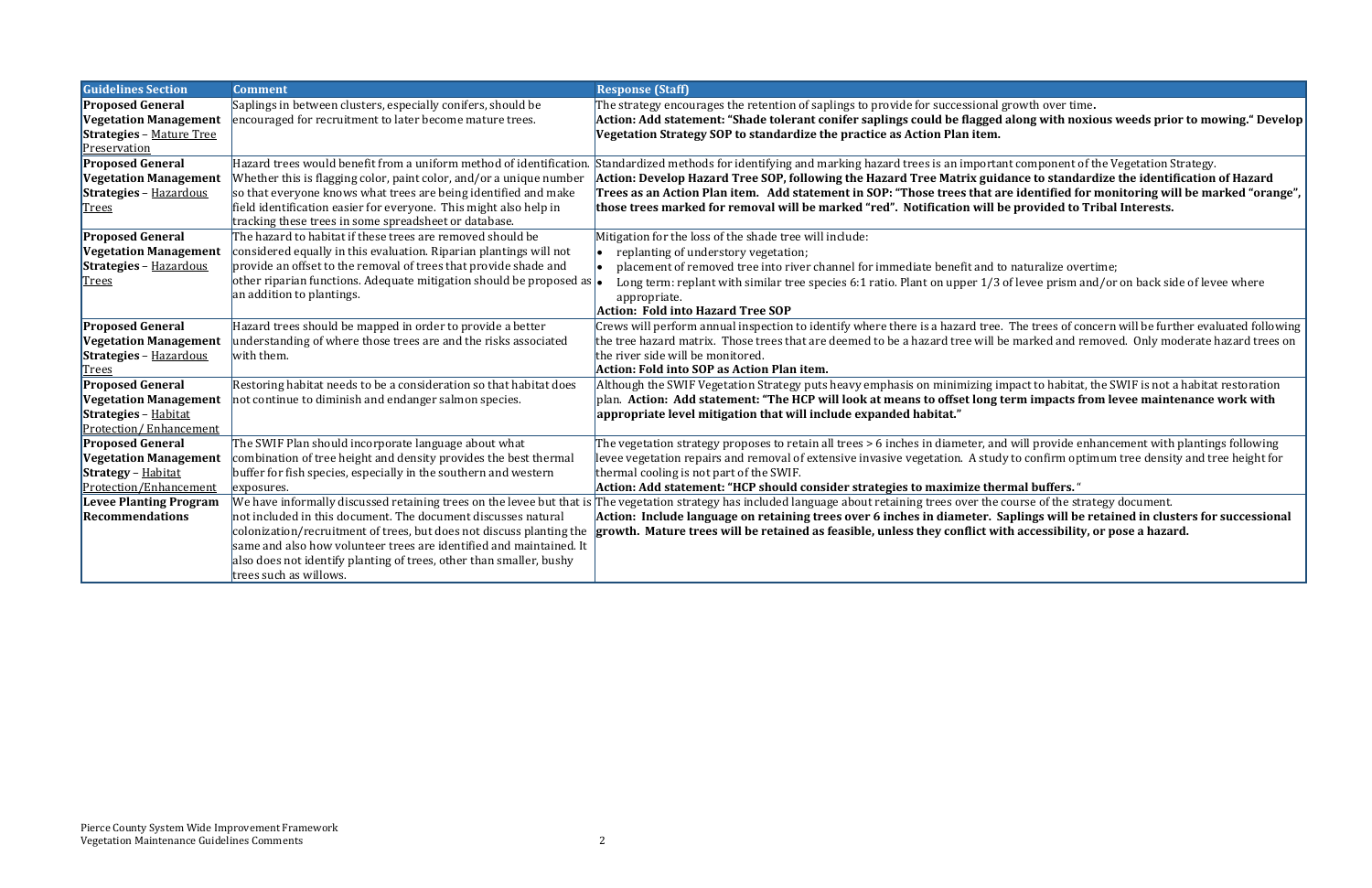| Guidelines Section | Comment | Response (Staff) |
|---|---|---|
| **Proposed General Vegetation Management Strategies** – Mature Tree Preservation | Saplings in between clusters, especially conifers, should be encouraged for recruitment to later become mature trees. | The strategy encourages the retention of saplings to provide for successional growth over time. **Action: Add statement: "Shade tolerant conifer saplings could be flagged along with noxious weeds prior to mowing." Develop Vegetation Strategy SOP to standardize the practice as Action Plan item.** |
| **Proposed General Vegetation Management Strategies** – Hazardous Trees | Hazard trees would benefit from a uniform method of identification. Whether this is flagging color, paint color, and/or a unique number so that everyone knows what trees are being identified and make field identification easier for everyone. This might also help in tracking these trees in some spreadsheet or database. | Standardized methods for identifying and marking hazard trees is an important component of the Vegetation Strategy. **Action: Develop Hazard Tree SOP, following the Hazard Tree Matrix guidance to standardize the identification of Hazard Trees as an Action Plan item. Add statement in SOP: "Those trees that are identified for monitoring will be marked "orange", those trees marked for removal will be marked "red". Notification will be provided to Tribal Interests.** |
| **Proposed General Vegetation Management Strategies** – Hazardous Trees | The hazard to habitat if these trees are removed should be considered equally in this evaluation. Riparian plantings will not provide an offset to the removal of trees that provide shade and other riparian functions. Adequate mitigation should be proposed as an addition to plantings. | Mitigation for the loss of the shade tree will include: <br>• replanting of understory vegetation; <br>• placement of removed tree into river channel for immediate benefit and to naturalize overtime; <br>• Long term: replant with similar tree species 6:1 ratio. Plant on upper 1/3 of levee prism and/or on back side of levee where appropriate. <br>**Action: Fold into Hazard Tree SOP** |
| **Proposed General Vegetation Management Strategies** – Hazardous Trees | Hazard trees should be mapped in order to provide a better understanding of where those trees are and the risks associated with them. | Crews will perform annual inspection to identify where there is a hazard tree. The trees of concern will be further evaluated following the tree hazard matrix. Those trees that are deemed to be a hazard tree will be marked and removed. Only moderate hazard trees on the river side will be monitored. **Action: Fold into SOP as Action Plan item.** |
| **Proposed General Vegetation Management Strategies** – Habitat Protection/ Enhancement | Restoring habitat needs to be a consideration so that habitat does not continue to diminish and endanger salmon species. | Although the SWIF Vegetation Strategy puts heavy emphasis on minimizing impact to habitat, the SWIF is not a habitat restoration plan. **Action: Add statement: "The HCP will look at means to offset long term impacts from levee maintenance work with appropriate level mitigation that will include expanded habitat."** |
| **Proposed General Vegetation Management Strategy** – Habitat Protection/Enhancement | The SWIF Plan should incorporate language about what combination of tree height and density provides the best thermal buffer for fish species, especially in the southern and western exposures. | The vegetation strategy proposes to retain all trees > 6 inches in diameter, and will provide enhancement with plantings following levee vegetation repairs and removal of extensive invasive vegetation. A study to confirm optimum tree density and tree height for thermal cooling is not part of the SWIF. **Action: Add statement: "HCP should consider strategies to maximize thermal buffers."** |
| **Levee Planting Program Recommendations** | We have informally discussed retaining trees on the levee but that is not included in this document. The document discusses natural colonization/recruitment of trees, but does not discuss planting the same and also how volunteer trees are identified and maintained. It also does not identify planting of trees, other than smaller, bushy trees such as willows. | The vegetation strategy has included language about retaining trees over the course of the strategy document. **Action: Include language on retaining trees over 6 inches in diameter. Saplings will be retained in clusters for successional growth. Mature trees will be retained as feasible, unless they conflict with accessibility, or pose a hazard.** |